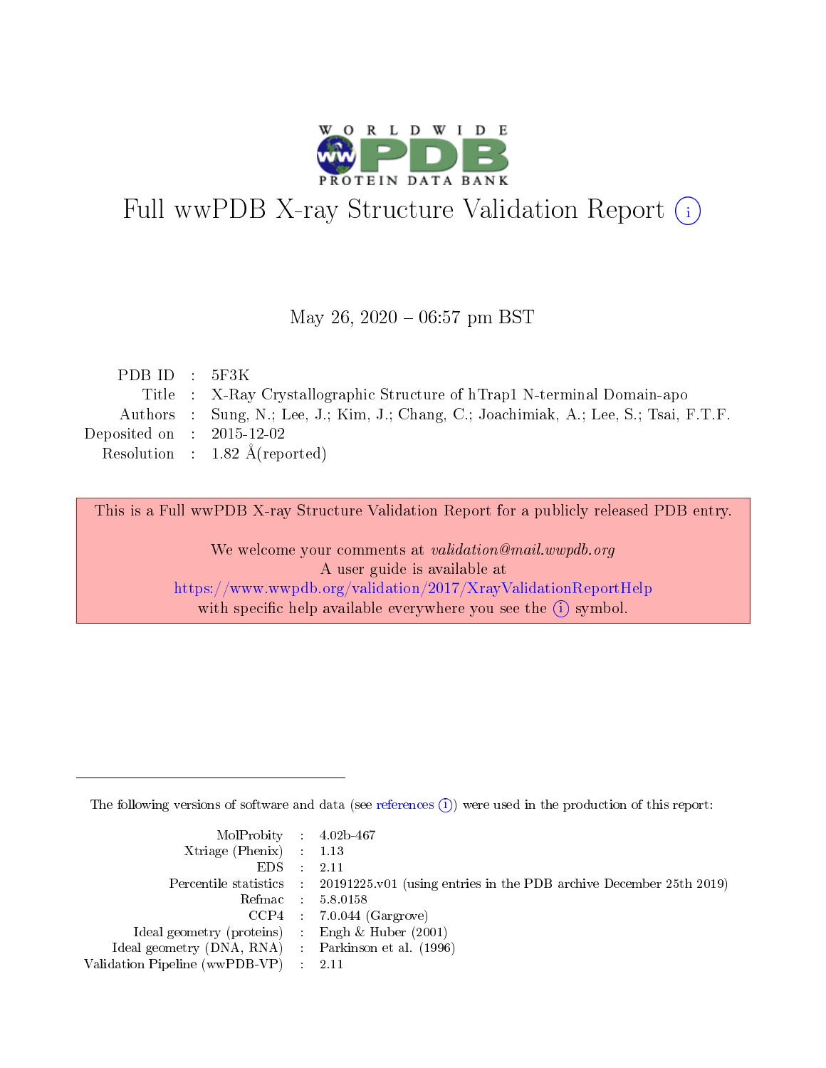# Full wwPDB X-ray Structure Validation Report (i)

May 26, 2020 – 06:57 pm BST

| | | |
|---|---|---|
| PDB ID | : | 5F3K |
| Title | : | X-Ray Crystallographic Structure of hTrap1 N-terminal Domain-apo |
| Authors | : | Sung, N.; Lee, J.; Kim, J.; Chang, C.; Joachimiak, A.; Lee, S.; Tsai, F.T.F. |
| Deposited on | : | 2015-12-02 |
| Resolution | : | 1.82 Å(reported) |

This is a Full wwPDB X-ray Structure Validation Report for a publicly released PDB entry.

We welcome your comments at *validation@mail.wwpdb.org*
A user guide is available at
https://www.wwpdb.org/validation/2017/XrayValidationReportHelp
with specific help available everywhere you see the (i) symbol.

The following versions of software and data (see references (i)) were used in the production of this report:

| | | |
|---|---|---|
| MolProbity | : | 4.02b-467 |
| Xtriage (Phenix) | : | 1.13 |
| EDS | : | 2.11 |
| Percentile statistics | : | 20191225.v01 (using entries in the PDB archive December 25th 2019) |
| Refmac | : | 5.8.0158 |
| CCP4 | : | 7.0.044 (Gargrove) |
| Ideal geometry (proteins) | : | Engh & Huber (2001) |
| Ideal geometry (DNA, RNA) | : | Parkinson et al. (1996) |
| Validation Pipeline (wwPDB-VP) | : | 2.11 |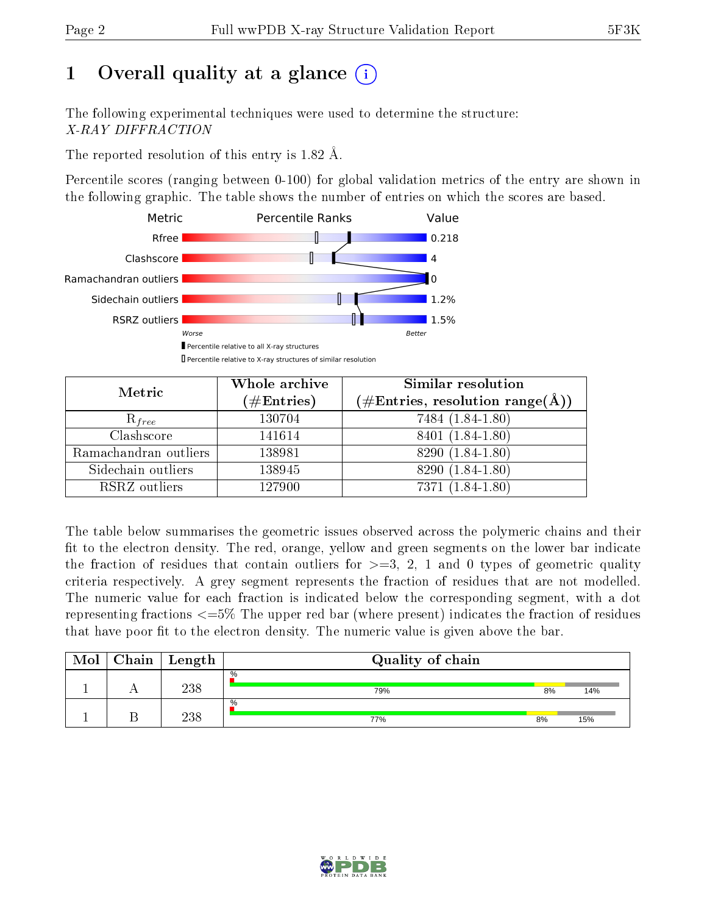# 1 Overall quality at a glance ⓘ

The following experimental techniques were used to determine the structure:
*X-RAY DIFFRACTION*

The reported resolution of this entry is 1.82 Å.

Percentile scores (ranging between 0-100) for global validation metrics of the entry are shown in the following graphic. The table shows the number of entries on which the scores are based.

| Metric | Value |
|---|---|
| Rfree | 0.218 |
| Clashscore | 4 |
| Ramachandran outliers | 0 |
| Sidechain outliers | 1.2% |
| RSRZ outliers | 1.5% |

Worse — Better

▮ Percentile relative to all X-ray structures
▯ Percentile relative to X-ray structures of similar resolution

| Metric | Whole archive (#Entries) | Similar resolution (#Entries, resolution range(Å)) |
|---|---|---|
| $R_{free}$ | 130704 | 7484 (1.84-1.80) |
| Clashscore | 141614 | 8401 (1.84-1.80) |
| Ramachandran outliers | 138981 | 8290 (1.84-1.80) |
| Sidechain outliers | 138945 | 8290 (1.84-1.80) |
| RSRZ outliers | 127900 | 7371 (1.84-1.80) |

The table below summarises the geometric issues observed across the polymeric chains and their fit to the electron density. The red, orange, yellow and green segments on the lower bar indicate the fraction of residues that contain outliers for >=3, 2, 1 and 0 types of geometric quality criteria respectively. A grey segment represents the fraction of residues that are not modelled. The numeric value for each fraction is indicated below the corresponding segment, with a dot representing fractions <=5% The upper red bar (where present) indicates the fraction of residues that have poor fit to the electron density. The numeric value is given above the bar.

| Mol | Chain | Length | Quality of chain |
|---|---|---|---|
| 1 | A | 238 | % ; 79% ; 8% ; 14% |
| 1 | B | 238 | % ; 77% ; 8% ; 15% |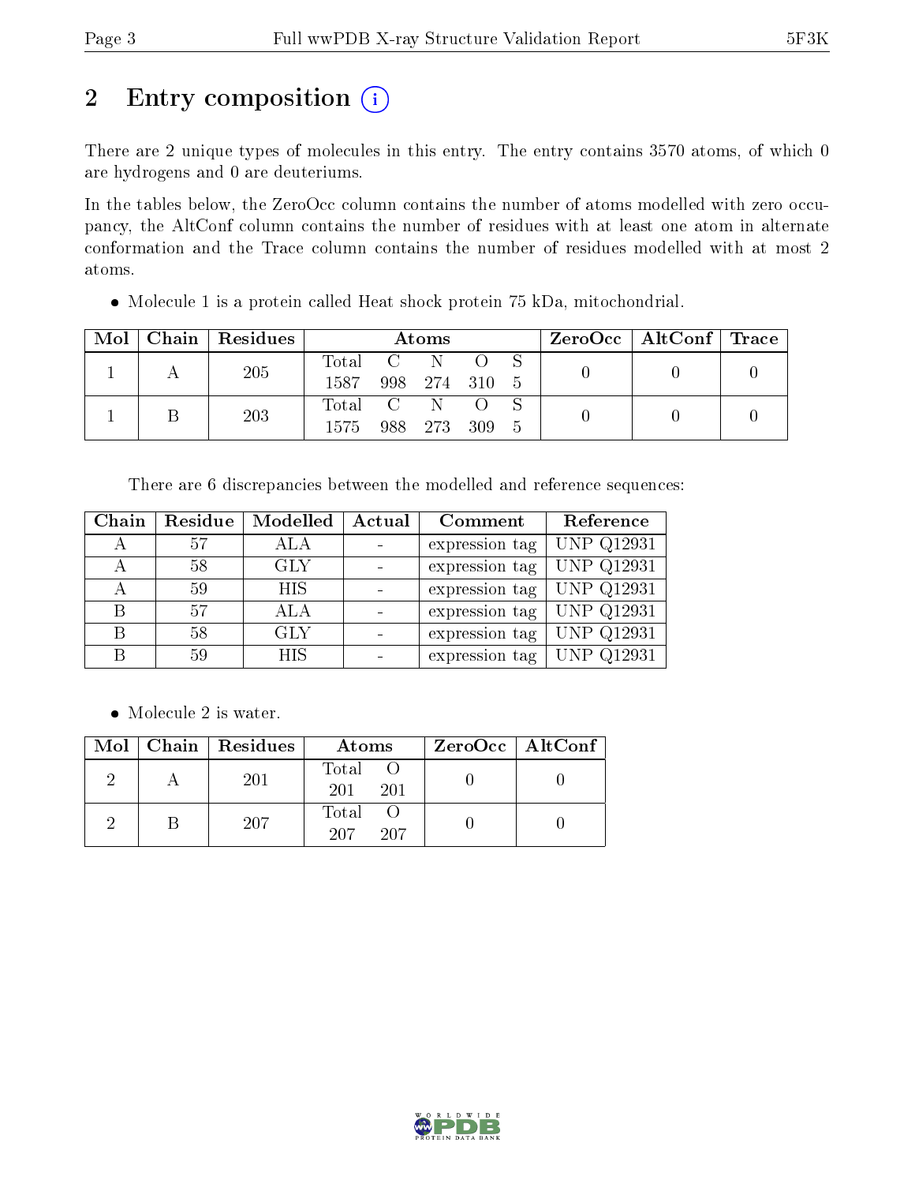## 2 Entry composition

There are 2 unique types of molecules in this entry. The entry contains 3570 atoms, of which 0 are hydrogens and 0 are deuteriums.

In the tables below, the ZeroOcc column contains the number of atoms modelled with zero occupancy, the AltConf column contains the number of residues with at least one atom in alternate conformation and the Trace column contains the number of residues modelled with at most 2 atoms.

- Molecule 1 is a protein called Heat shock protein 75 kDa, mitochondrial.

| Mol | Chain | Residues | Atoms | | | | | ZeroOcc | AltConf | Trace |
|---|---|---|---|---|---|---|---|---|---|---|
| 1 | A | 205 | Total<br>1587 | C<br>998 | N<br>274 | O<br>310 | S<br>5 | 0 | 0 | 0 |
| 1 | B | 203 | Total<br>1575 | C<br>988 | N<br>273 | O<br>309 | S<br>5 | 0 | 0 | 0 |

There are 6 discrepancies between the modelled and reference sequences:

| Chain | Residue | Modelled | Actual | Comment | Reference |
|---|---|---|---|---|---|
| A | 57 | ALA | - | expression tag | UNP Q12931 |
| A | 58 | GLY | - | expression tag | UNP Q12931 |
| A | 59 | HIS | - | expression tag | UNP Q12931 |
| B | 57 | ALA | - | expression tag | UNP Q12931 |
| B | 58 | GLY | - | expression tag | UNP Q12931 |
| B | 59 | HIS | - | expression tag | UNP Q12931 |

- Molecule 2 is water.

| Mol | Chain | Residues | Atoms | | ZeroOcc | AltConf |
|---|---|---|---|---|---|---|
| 2 | A | 201 | Total<br>201 | O<br>201 | 0 | 0 |
| 2 | B | 207 | Total<br>207 | O<br>207 | 0 | 0 |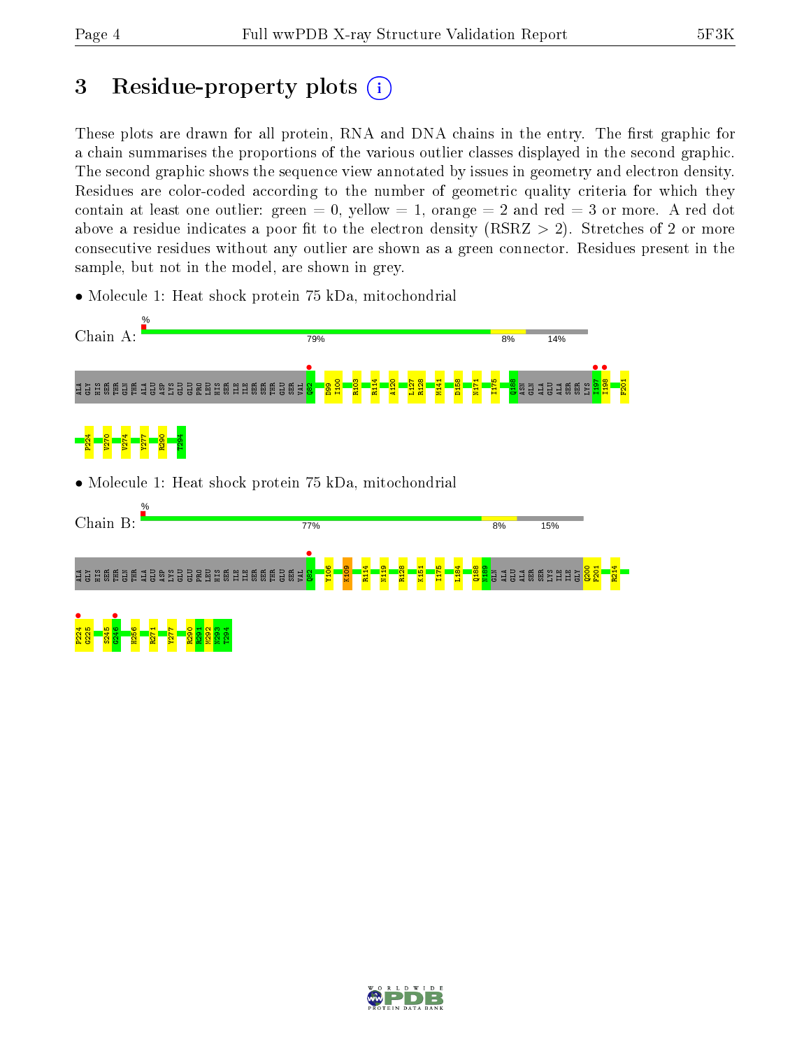# 3 Residue-property plots

These plots are drawn for all protein, RNA and DNA chains in the entry. The first graphic for a chain summarises the proportions of the various outlier classes displayed in the second graphic. The second graphic shows the sequence view annotated by issues in geometry and electron density. Residues are color-coded according to the number of geometric quality criteria for which they contain at least one outlier: green = 0, yellow = 1, orange = 2 and red = 3 or more. A red dot above a residue indicates a poor fit to the electron density (RSRZ > 2). Stretches of 2 or more consecutive residues without any outlier are shown as a green connector. Residues present in the sample, but not in the model, are shown in grey.

- Molecule 1: Heat shock protein 75 kDa, mitochondrial

Chain A: % 79% 8% 14%

ALA GLY HIS SER THR GLN THR ALA GLU ASP LYS GLU GLU PRO LEU HIS SER ILE ILE SER SER THR GLU SER VAL Q82 D99 I100 R103 R114 A120 L127 R128 M141 D158 N171 I175 Q188 ASN GLN ALA GLU ALA SER SER LYS I197 I198 F201 P224 Y270 Y274 Y277 R290 T294

- Molecule 1: Heat shock protein 75 kDa, mitochondrial

Chain B: % 77% 8% 15%

ALA GLY HIS SER THR GLN THR ALA GLU ASP LYS GLU GLU PRO LEU HIS SER ILE ILE SER SER THR GLU SER VAL Q82 Y106 K109 R114 N119 R128 K151 I175 L184 Q188 N189 GLN ALA GLU ALA SER SER LYS ILE ILE GLY Q200 F201 R214 P224 G225 S245 G246 H256 R271 Y277 R290 R291 M292 N293 T294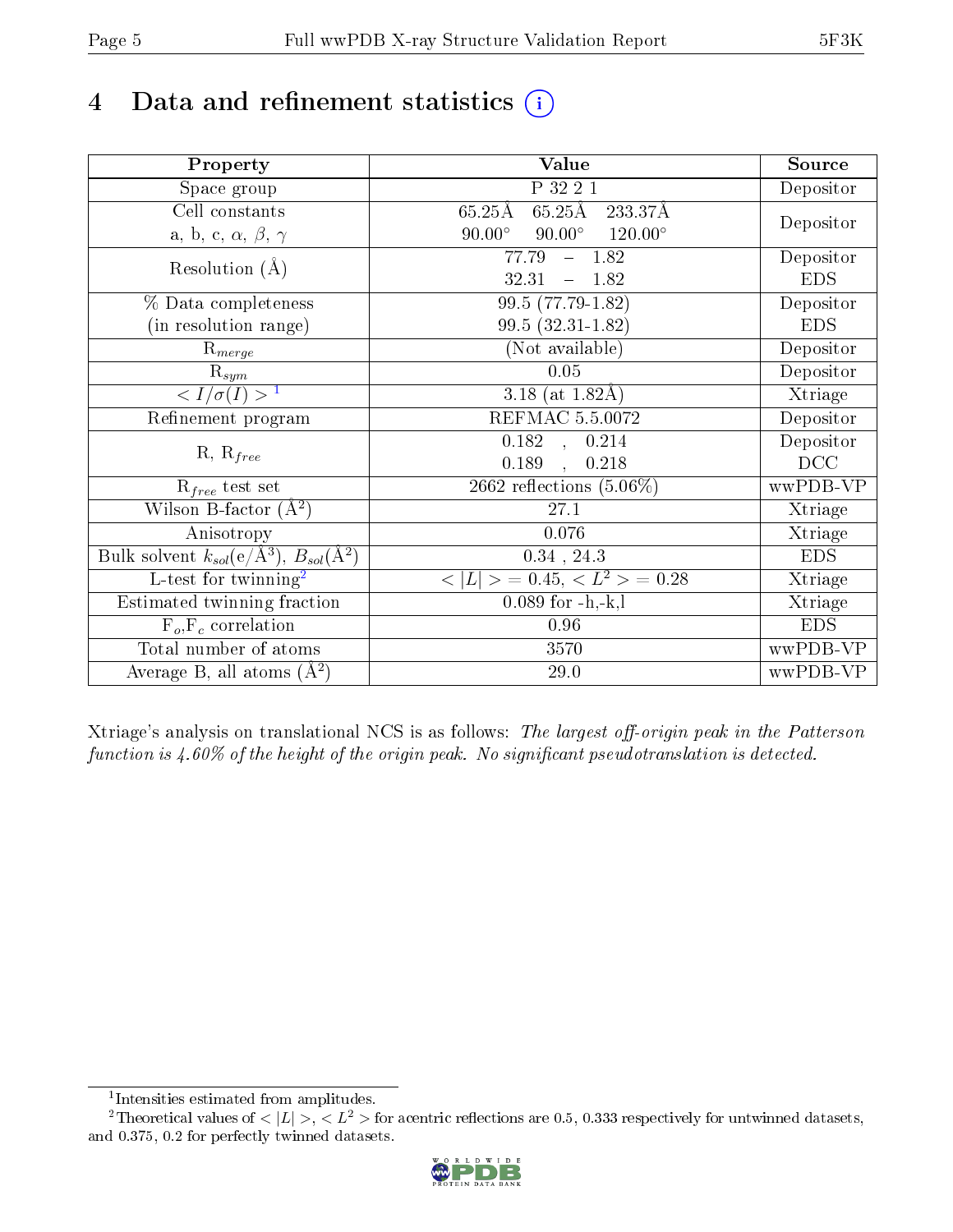# 4 Data and refinement statistics (i)

| Property | Value | Source |
|---|---|---|
| Space group | P 32 2 1 | Depositor |
| Cell constants<br>a, b, c, $\alpha$, $\beta$, $\gamma$ | 65.25Å 65.25Å 233.37Å<br>90.00° 90.00° 120.00° | Depositor |
| Resolution (Å) | 77.79 – 1.82<br>32.31 – 1.82 | Depositor<br>EDS |
| % Data completeness<br>(in resolution range) | 99.5 (77.79-1.82)<br>99.5 (32.31-1.82) | Depositor<br>EDS |
| $R_{merge}$ | (Not available) | Depositor |
| $R_{sym}$ | 0.05 | Depositor |
| $< I/\sigma(I) >$ [1] | 3.18 (at 1.82Å) | Xtriage |
| Refinement program | REFMAC 5.5.0072 | Depositor |
| R, $R_{free}$ | 0.182 , 0.214<br>0.189 , 0.218 | Depositor<br>DCC |
| $R_{free}$ test set | 2662 reflections (5.06%) | wwPDB-VP |
| Wilson B-factor (Å$^2$) | 27.1 | Xtriage |
| Anisotropy | 0.076 | Xtriage |
| Bulk solvent $k_{sol}$(e/Å$^3$), $B_{sol}$(Å$^2$) | 0.34 , 24.3 | EDS |
| L-test for twinning[2] | $< \|L\| > = 0.45$, $< L^2 > = 0.28$ | Xtriage |
| Estimated twinning fraction | 0.089 for -h,-k,l | Xtriage |
| $F_o$,$F_c$ correlation | 0.96 | EDS |
| Total number of atoms | 3570 | wwPDB-VP |
| Average B, all atoms (Å$^2$) | 29.0 | wwPDB-VP |

Xtriage's analysis on translational NCS is as follows: *The largest off-origin peak in the Patterson function is 4.60% of the height of the origin peak. No significant pseudotranslation is detected.*

[1] Intensities estimated from amplitudes.

[2] Theoretical values of $< |L| >$, $< L^2 >$ for acentric reflections are 0.5, 0.333 respectively for untwinned datasets, and 0.375, 0.2 for perfectly twinned datasets.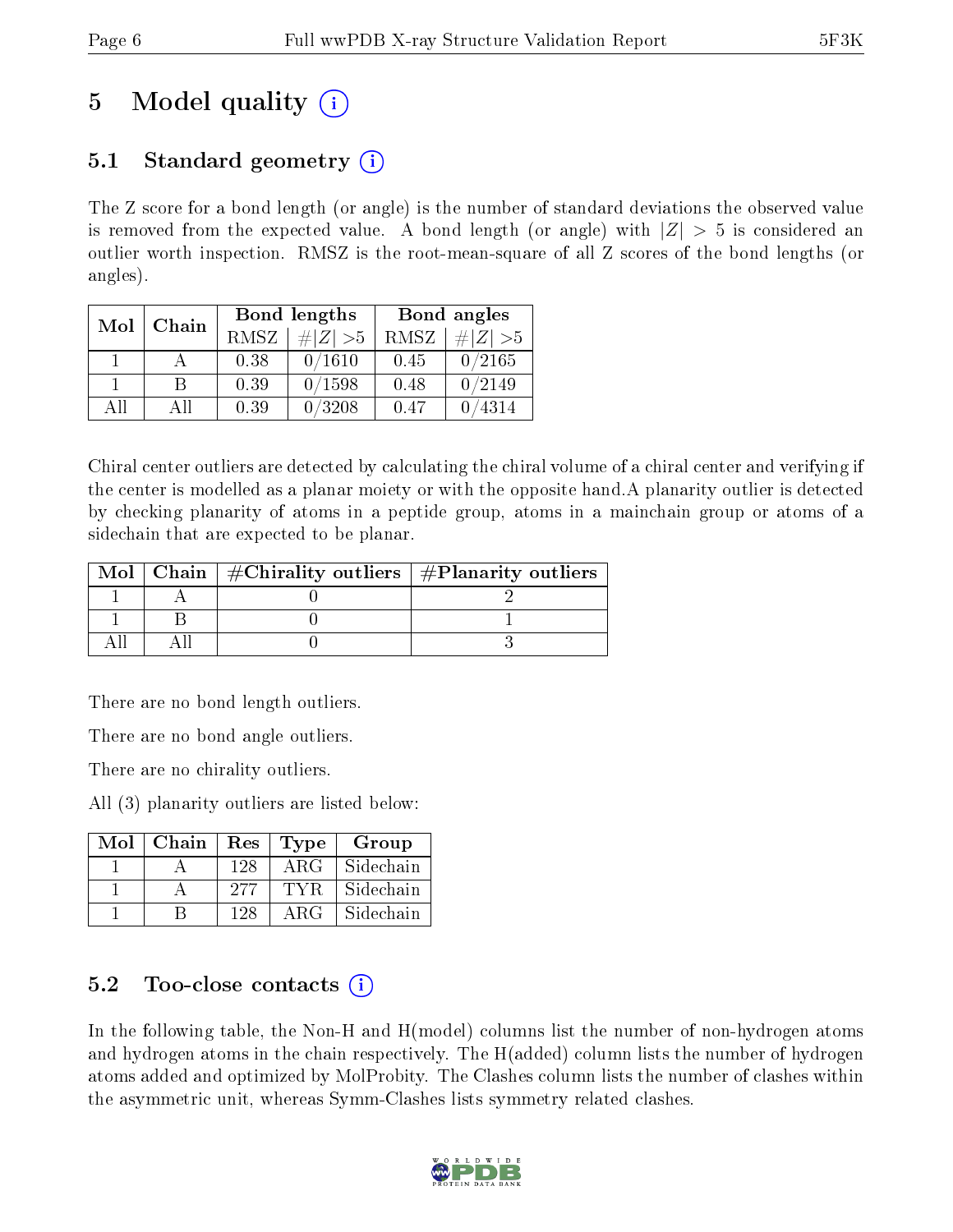# 5 Model quality (i)

## 5.1 Standard geometry (i)

The Z score for a bond length (or angle) is the number of standard deviations the observed value is removed from the expected value. A bond length (or angle) with $|Z| > 5$ is considered an outlier worth inspection. RMSZ is the root-mean-square of all Z scores of the bond lengths (or angles).

| Mol | Chain | Bond lengths | | Bond angles | |
|---|---|---|---|---|---|
| | | RMSZ | $\#\|Z\| > 5$ | RMSZ | $\#\|Z\| > 5$ |
| 1 | A | 0.38 | 0/1610 | 0.45 | 0/2165 |
| 1 | B | 0.39 | 0/1598 | 0.48 | 0/2149 |
| All | All | 0.39 | 0/3208 | 0.47 | 0/4314 |

Chiral center outliers are detected by calculating the chiral volume of a chiral center and verifying if the center is modelled as a planar moiety or with the opposite hand. A planarity outlier is detected by checking planarity of atoms in a peptide group, atoms in a mainchain group or atoms of a sidechain that are expected to be planar.

| Mol | Chain | #Chirality outliers | #Planarity outliers |
|---|---|---|---|
| 1 | A | 0 | 2 |
| 1 | B | 0 | 1 |
| All | All | 0 | 3 |

There are no bond length outliers.

There are no bond angle outliers.

There are no chirality outliers.

All (3) planarity outliers are listed below:

| Mol | Chain | Res | Type | Group |
|---|---|---|---|---|
| 1 | A | 128 | ARG | Sidechain |
| 1 | A | 277 | TYR | Sidechain |
| 1 | B | 128 | ARG | Sidechain |

## 5.2 Too-close contacts (i)

In the following table, the Non-H and H(model) columns list the number of non-hydrogen atoms and hydrogen atoms in the chain respectively. The H(added) column lists the number of hydrogen atoms added and optimized by MolProbity. The Clashes column lists the number of clashes within the asymmetric unit, whereas Symm-Clashes lists symmetry related clashes.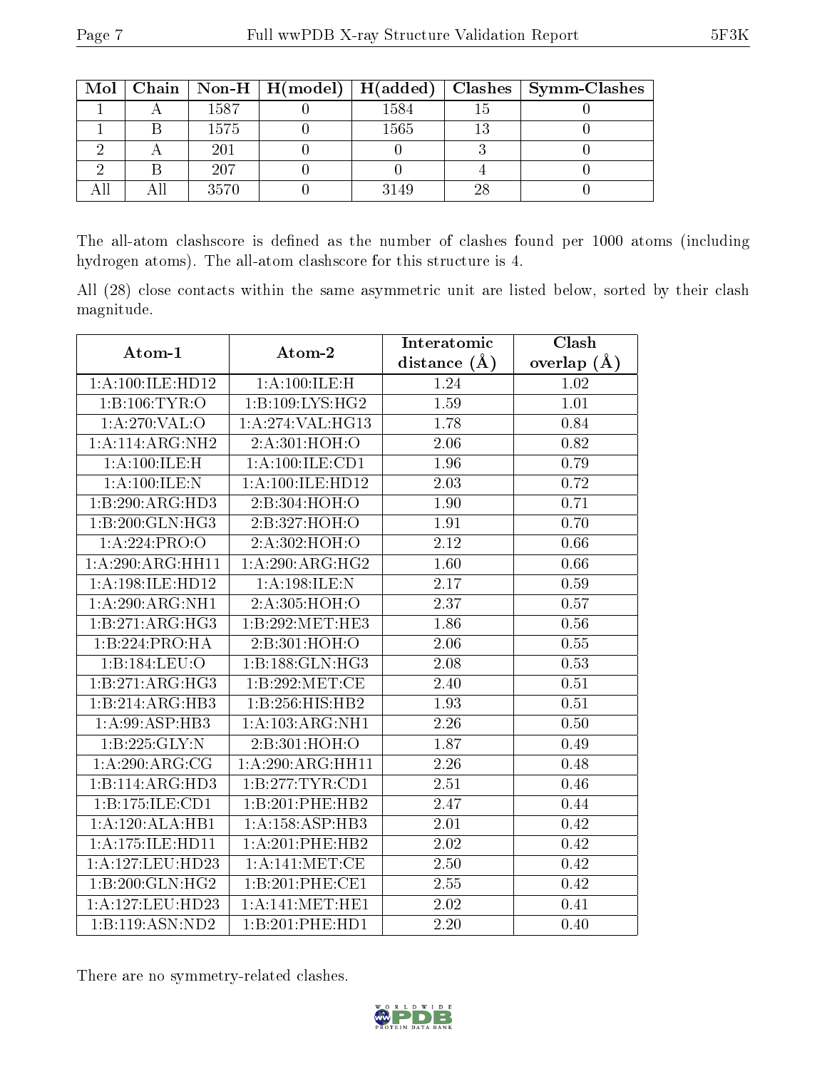| Mol | Chain | Non-H | H(model) | H(added) | Clashes | Symm-Clashes |
|---|---|---|---|---|---|---|
| 1 | A | 1587 | 0 | 1584 | 15 | 0 |
| 1 | B | 1575 | 0 | 1565 | 13 | 0 |
| 2 | A | 201 | 0 | 0 | 3 | 0 |
| 2 | B | 207 | 0 | 0 | 4 | 0 |
| All | All | 3570 | 0 | 3149 | 28 | 0 |

The all-atom clashscore is defined as the number of clashes found per 1000 atoms (including hydrogen atoms). The all-atom clashscore for this structure is 4.

All (28) close contacts within the same asymmetric unit are listed below, sorted by their clash magnitude.

| Atom-1 | Atom-2 | Interatomic distance (Å) | Clash overlap (Å) |
|---|---|---|---|
| 1:A:100:ILE:HD12 | 1:A:100:ILE:H | 1.24 | 1.02 |
| 1:B:106:TYR:O | 1:B:109:LYS:HG2 | 1.59 | 1.01 |
| 1:A:270:VAL:O | 1:A:274:VAL:HG13 | 1.78 | 0.84 |
| 1:A:114:ARG:NH2 | 2:A:301:HOH:O | 2.06 | 0.82 |
| 1:A:100:ILE:H | 1:A:100:ILE:CD1 | 1.96 | 0.79 |
| 1:A:100:ILE:N | 1:A:100:ILE:HD12 | 2.03 | 0.72 |
| 1:B:290:ARG:HD3 | 2:B:304:HOH:O | 1.90 | 0.71 |
| 1:B:200:GLN:HG3 | 2:B:327:HOH:O | 1.91 | 0.70 |
| 1:A:224:PRO:O | 2:A:302:HOH:O | 2.12 | 0.66 |
| 1:A:290:ARG:HH11 | 1:A:290:ARG:HG2 | 1.60 | 0.66 |
| 1:A:198:ILE:HD12 | 1:A:198:ILE:N | 2.17 | 0.59 |
| 1:A:290:ARG:NH1 | 2:A:305:HOH:O | 2.37 | 0.57 |
| 1:B:271:ARG:HG3 | 1:B:292:MET:HE3 | 1.86 | 0.56 |
| 1:B:224:PRO:HA | 2:B:301:HOH:O | 2.06 | 0.55 |
| 1:B:184:LEU:O | 1:B:188:GLN:HG3 | 2.08 | 0.53 |
| 1:B:271:ARG:HG3 | 1:B:292:MET:CE | 2.40 | 0.51 |
| 1:B:214:ARG:HB3 | 1:B:256:HIS:HB2 | 1.93 | 0.51 |
| 1:A:99:ASP:HB3 | 1:A:103:ARG:NH1 | 2.26 | 0.50 |
| 1:B:225:GLY:N | 2:B:301:HOH:O | 1.87 | 0.49 |
| 1:A:290:ARG:CG | 1:A:290:ARG:HH11 | 2.26 | 0.48 |
| 1:B:114:ARG:HD3 | 1:B:277:TYR:CD1 | 2.51 | 0.46 |
| 1:B:175:ILE:CD1 | 1:B:201:PHE:HB2 | 2.47 | 0.44 |
| 1:A:120:ALA:HB1 | 1:A:158:ASP:HB3 | 2.01 | 0.42 |
| 1:A:175:ILE:HD11 | 1:A:201:PHE:HB2 | 2.02 | 0.42 |
| 1:A:127:LEU:HD23 | 1:A:141:MET:CE | 2.50 | 0.42 |
| 1:B:200:GLN:HG2 | 1:B:201:PHE:CE1 | 2.55 | 0.42 |
| 1:A:127:LEU:HD23 | 1:A:141:MET:HE1 | 2.02 | 0.41 |
| 1:B:119:ASN:ND2 | 1:B:201:PHE:HD1 | 2.20 | 0.40 |

There are no symmetry-related clashes.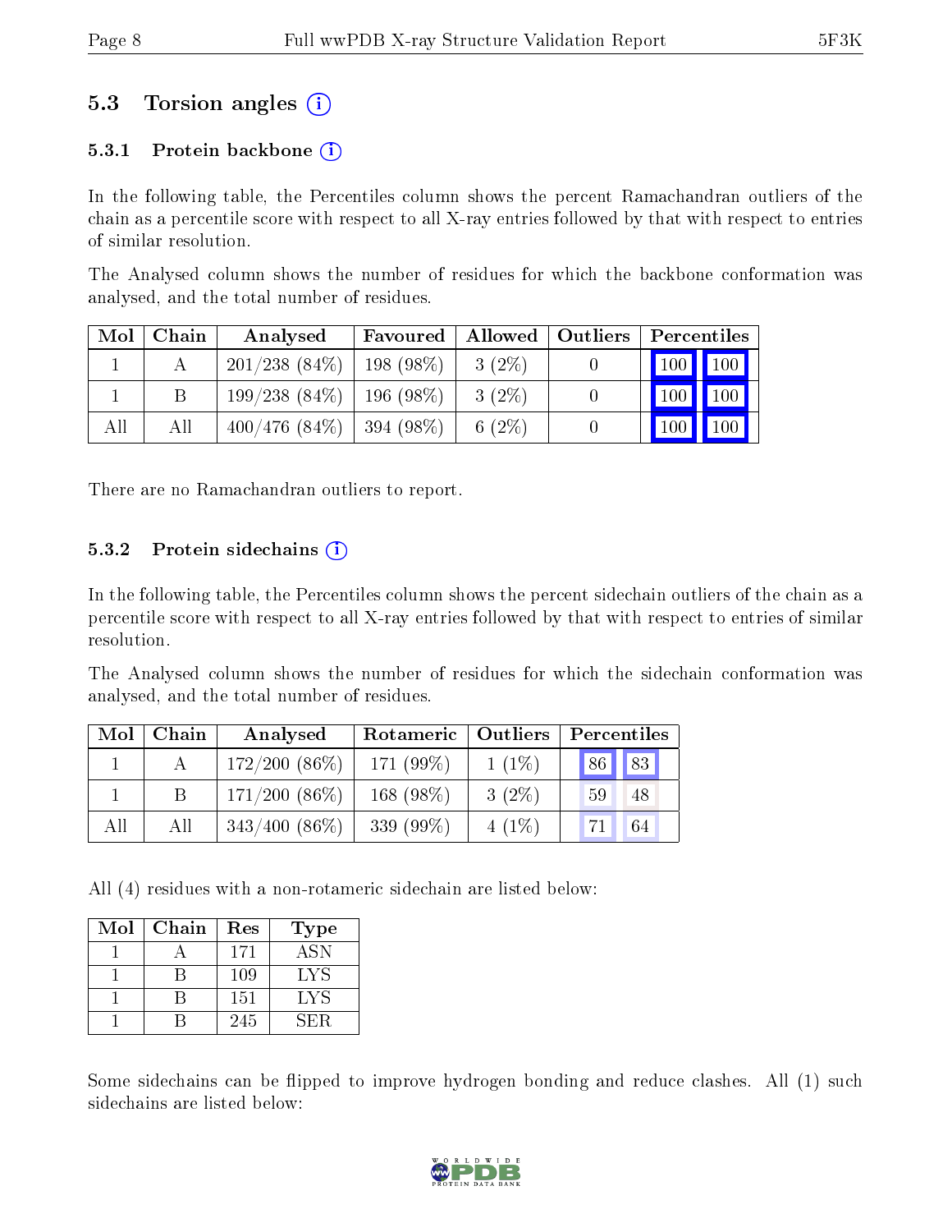## 5.3 Torsion angles (i)

### 5.3.1 Protein backbone (i)

In the following table, the Percentiles column shows the percent Ramachandran outliers of the chain as a percentile score with respect to all X-ray entries followed by that with respect to entries of similar resolution.

The Analysed column shows the number of residues for which the backbone conformation was analysed, and the total number of residues.

| Mol | Chain | Analysed | Favoured | Allowed | Outliers | Percentiles | |
|---|---|---|---|---|---|---|---|
| 1 | A | 201/238 (84%) | 198 (98%) | 3 (2%) | 0 | 100 | 100 |
| 1 | B | 199/238 (84%) | 196 (98%) | 3 (2%) | 0 | 100 | 100 |
| All | All | 400/476 (84%) | 394 (98%) | 6 (2%) | 0 | 100 | 100 |

There are no Ramachandran outliers to report.

### 5.3.2 Protein sidechains (i)

In the following table, the Percentiles column shows the percent sidechain outliers of the chain as a percentile score with respect to all X-ray entries followed by that with respect to entries of similar resolution.

The Analysed column shows the number of residues for which the sidechain conformation was analysed, and the total number of residues.

| Mol | Chain | Analysed | Rotameric | Outliers | Percentiles | |
|---|---|---|---|---|---|---|
| 1 | A | 172/200 (86%) | 171 (99%) | 1 (1%) | 86 | 83 |
| 1 | B | 171/200 (86%) | 168 (98%) | 3 (2%) | 59 | 48 |
| All | All | 343/400 (86%) | 339 (99%) | 4 (1%) | 71 | 64 |

All (4) residues with a non-rotameric sidechain are listed below:

| Mol | Chain | Res | Type |
|---|---|---|---|
| 1 | A | 171 | ASN |
| 1 | B | 109 | LYS |
| 1 | B | 151 | LYS |
| 1 | B | 245 | SER |

Some sidechains can be flipped to improve hydrogen bonding and reduce clashes. All (1) such sidechains are listed below: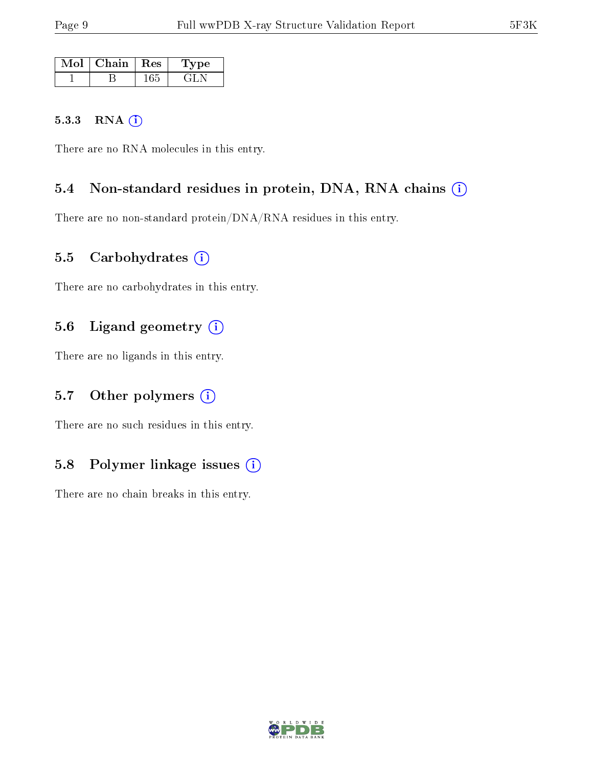| Mol | Chain | Res | Type |
|---|---|---|---|
| 1 | B | 165 | GLN |

#### 5.3.3 RNA

There are no RNA molecules in this entry.

### 5.4 Non-standard residues in protein, DNA, RNA chains

There are no non-standard protein/DNA/RNA residues in this entry.

### 5.5 Carbohydrates

There are no carbohydrates in this entry.

### 5.6 Ligand geometry

There are no ligands in this entry.

### 5.7 Other polymers

There are no such residues in this entry.

### 5.8 Polymer linkage issues

There are no chain breaks in this entry.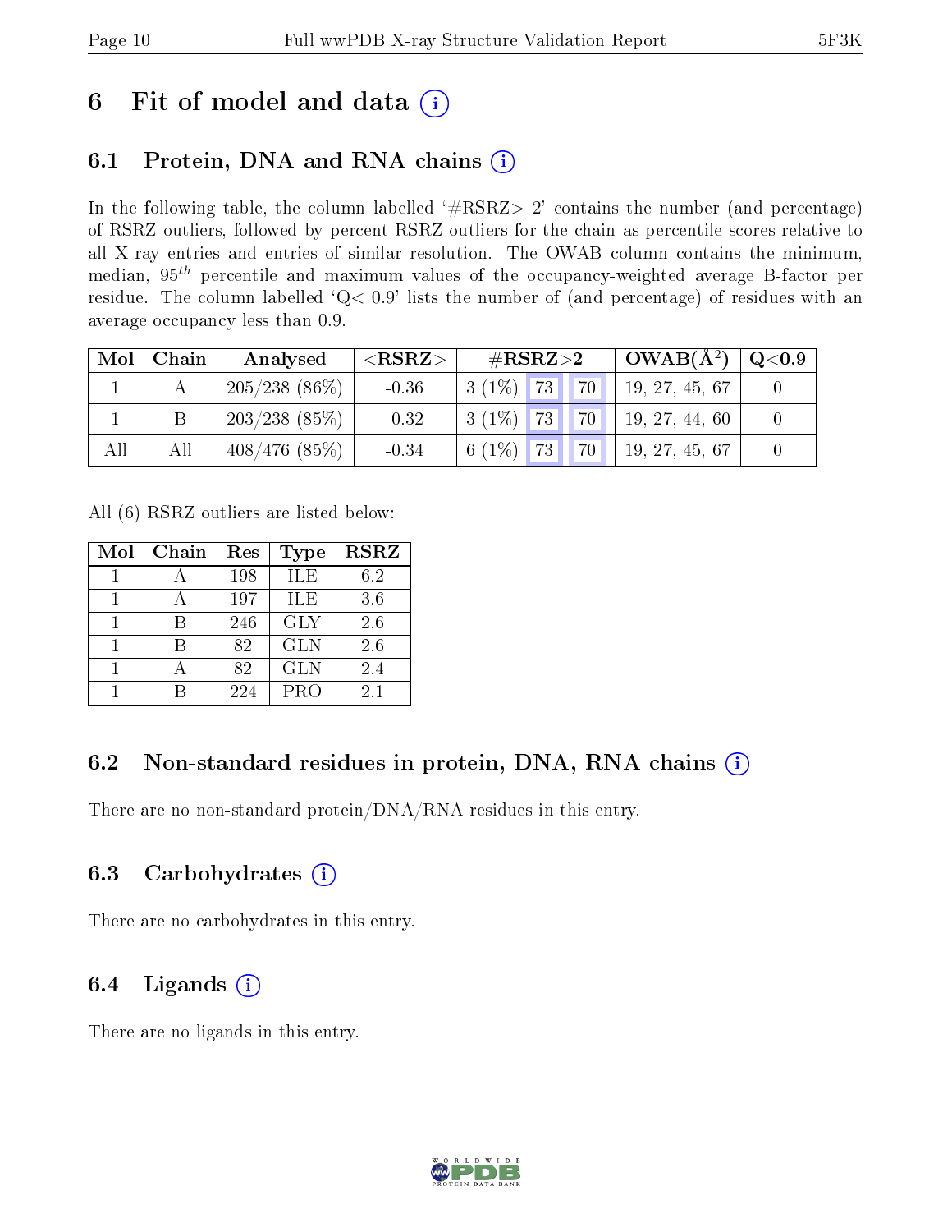# 6 Fit of model and data

## 6.1 Protein, DNA and RNA chains

In the following table, the column labelled '#RSRZ> 2' contains the number (and percentage) of RSRZ outliers, followed by percent RSRZ outliers for the chain as percentile scores relative to all X-ray entries and entries of similar resolution. The OWAB column contains the minimum, median, $95^{th}$ percentile and maximum values of the occupancy-weighted average B-factor per residue. The column labelled 'Q< 0.9' lists the number of (and percentage) of residues with an average occupancy less than 0.9.

| Mol | Chain | Analysed | <RSRZ> | #RSRZ>2 | | | OWAB(Å$^2$) | Q<0.9 |
|---|---|---|---|---|---|---|---|---|
| 1 | A | 205/238 (86%) | -0.36 | 3 (1%) | 73 | 70 | 19, 27, 45, 67 | 0 |
| 1 | B | 203/238 (85%) | -0.32 | 3 (1%) | 73 | 70 | 19, 27, 44, 60 | 0 |
| All | All | 408/476 (85%) | -0.34 | 6 (1%) | 73 | 70 | 19, 27, 45, 67 | 0 |

All (6) RSRZ outliers are listed below:

| Mol | Chain | Res | Type | RSRZ |
|---|---|---|---|---|
| 1 | A | 198 | ILE | 6.2 |
| 1 | A | 197 | ILE | 3.6 |
| 1 | B | 246 | GLY | 2.6 |
| 1 | B | 82 | GLN | 2.6 |
| 1 | A | 82 | GLN | 2.4 |
| 1 | B | 224 | PRO | 2.1 |

## 6.2 Non-standard residues in protein, DNA, RNA chains

There are no non-standard protein/DNA/RNA residues in this entry.

## 6.3 Carbohydrates

There are no carbohydrates in this entry.

## 6.4 Ligands

There are no ligands in this entry.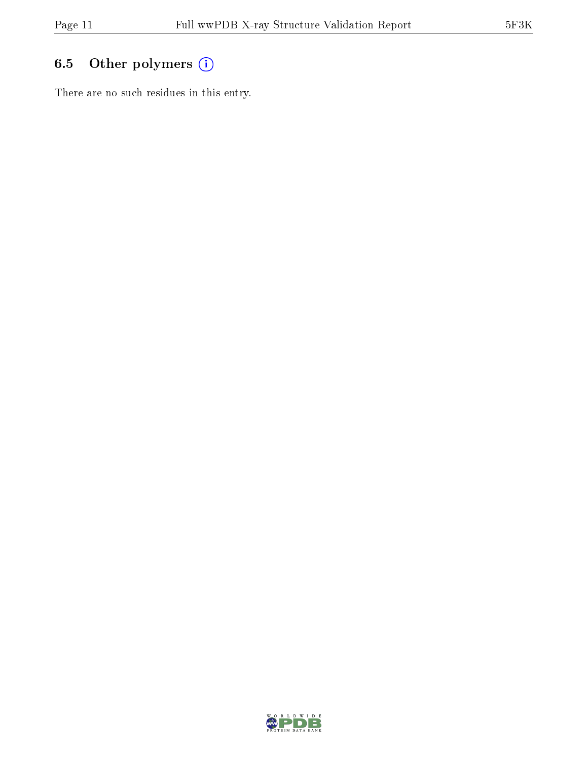## 6.5 Other polymers

There are no such residues in this entry.